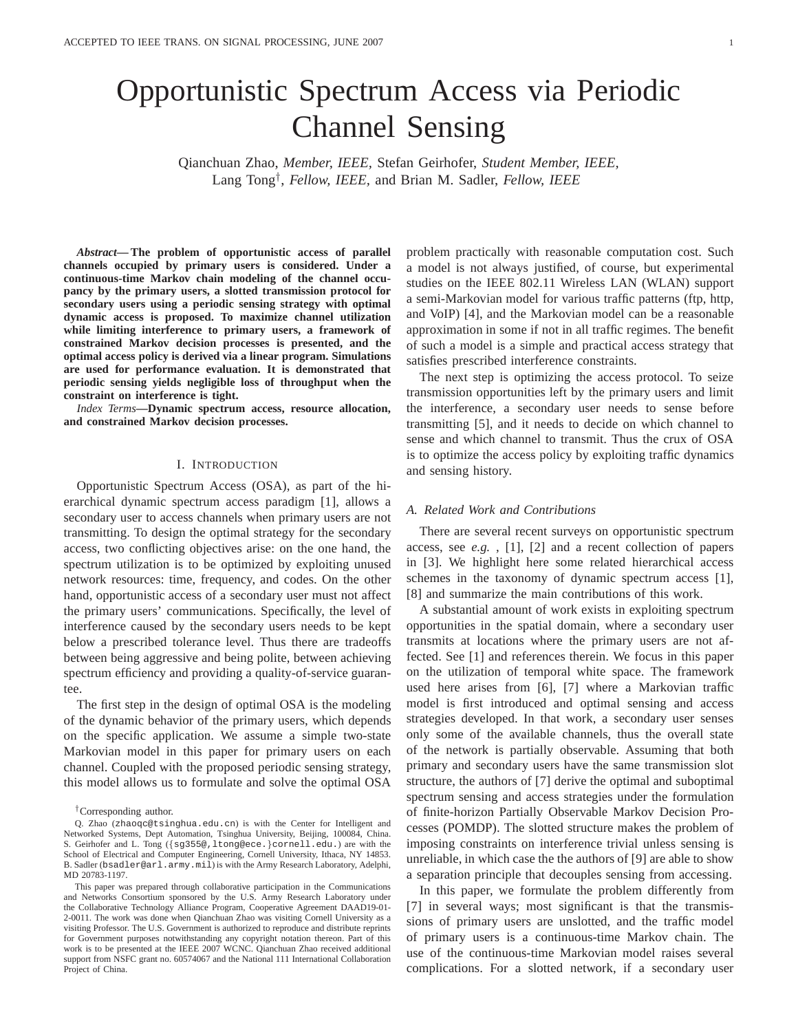# Opportunistic Spectrum Access via Periodic Channel Sensing

Qianchuan Zhao, *Member, IEEE,* Stefan Geirhofer, *Student Member, IEEE,* Lang Tong[†], *Fellow, IEEE,* and Brian M. Sadler, *Fellow, IEEE*

***Abstract*— The problem of opportunistic access of parallel channels occupied by primary users is considered. Under a continuous-time Markov chain modeling of the channel occupancy by the primary users, a slotted transmission protocol for secondary users using a periodic sensing strategy with optimal dynamic access is proposed. To maximize channel utilization while limiting interference to primary users, a framework of constrained Markov decision processes is presented, and the optimal access policy is derived via a linear program. Simulations are used for performance evaluation. It is demonstrated that periodic sensing yields negligible loss of throughput when the constraint on interference is tight.**

***Index Terms*—Dynamic spectrum access, resource allocation, and constrained Markov decision processes.**

## I. Introduction

Opportunistic Spectrum Access (OSA), as part of the hierarchical dynamic spectrum access paradigm [1], allows a secondary user to access channels when primary users are not transmitting. To design the optimal strategy for the secondary access, two conflicting objectives arise: on the one hand, the spectrum utilization is to be optimized by exploiting unused network resources: time, frequency, and codes. On the other hand, opportunistic access of a secondary user must not affect the primary users' communications. Specifically, the level of interference caused by the secondary users needs to be kept below a prescribed tolerance level. Thus there are tradeoffs between being aggressive and being polite, between achieving spectrum efficiency and providing a quality-of-service guarantee.

The first step in the design of optimal OSA is the modeling of the dynamic behavior of the primary users, which depends on the specific application. We assume a simple two-state Markovian model in this paper for primary users on each channel. Coupled with the proposed periodic sensing strategy, this model allows us to formulate and solve the optimal OSA problem practically with reasonable computation cost. Such a model is not always justified, of course, but experimental studies on the IEEE 802.11 Wireless LAN (WLAN) support a semi-Markovian model for various traffic patterns (ftp, http, and VoIP) [4], and the Markovian model can be a reasonable approximation in some if not in all traffic regimes. The benefit of such a model is a simple and practical access strategy that satisfies prescribed interference constraints.

The next step is optimizing the access protocol. To seize transmission opportunities left by the primary users and limit the interference, a secondary user needs to sense before transmitting [5], and it needs to decide on which channel to sense and which channel to transmit. Thus the crux of OSA is to optimize the access policy by exploiting traffic dynamics and sensing history.

### A. Related Work and Contributions

There are several recent surveys on opportunistic spectrum access, see *e.g.* , [1], [2] and a recent collection of papers in [3]. We highlight here some related hierarchical access schemes in the taxonomy of dynamic spectrum access [1], [8] and summarize the main contributions of this work.

A substantial amount of work exists in exploiting spectrum opportunities in the spatial domain, where a secondary user transmits at locations where the primary users are not affected. See [1] and references therein. We focus in this paper on the utilization of temporal white space. The framework used here arises from [6], [7] where a Markovian traffic model is first introduced and optimal sensing and access strategies developed. In that work, a secondary user senses only some of the available channels, thus the overall state of the network is partially observable. Assuming that both primary and secondary users have the same transmission slot structure, the authors of [7] derive the optimal and suboptimal spectrum sensing and access strategies under the formulation of finite-horizon Partially Observable Markov Decision Processes (POMDP). The slotted structure makes the problem of imposing constraints on interference trivial unless sensing is unreliable, in which case the the authors of [9] are able to show a separation principle that decouples sensing from accessing.

In this paper, we formulate the problem differently from [7] in several ways; most significant is that the transmissions of primary users are unslotted, and the traffic model of primary users is a continuous-time Markov chain. The use of the continuous-time Markovian model raises several complications. For a slotted network, if a secondary user

[†]Corresponding author.

Q. Zhao (zhaoqc@tsinghua.edu.cn) is with the Center for Intelligent and Networked Systems, Dept Automation, Tsinghua University, Beijing, 100084, China. S. Geirhofer and L. Tong ({sg355@,ltong@ece.}cornell.edu.) are with the School of Electrical and Computer Engineering, Cornell University, Ithaca, NY 14853. B. Sadler (bsadler@arl.army.mil) is with the Army Research Laboratory, Adelphi, MD 20783-1197.

This paper was prepared through collaborative participation in the Communications and Networks Consortium sponsored by the U.S. Army Research Laboratory under the Collaborative Technology Alliance Program, Cooperative Agreement DAAD19-01-2-0011. The work was done when Qianchuan Zhao was visiting Cornell University as a visiting Professor. The U.S. Government is authorized to reproduce and distribute reprints for Government purposes notwithstanding any copyright notation thereon. Part of this work is to be presented at the IEEE 2007 WCNC. Qianchuan Zhao received additional support from NSFC grant no. 60574067 and the National 111 International Collaboration Project of China.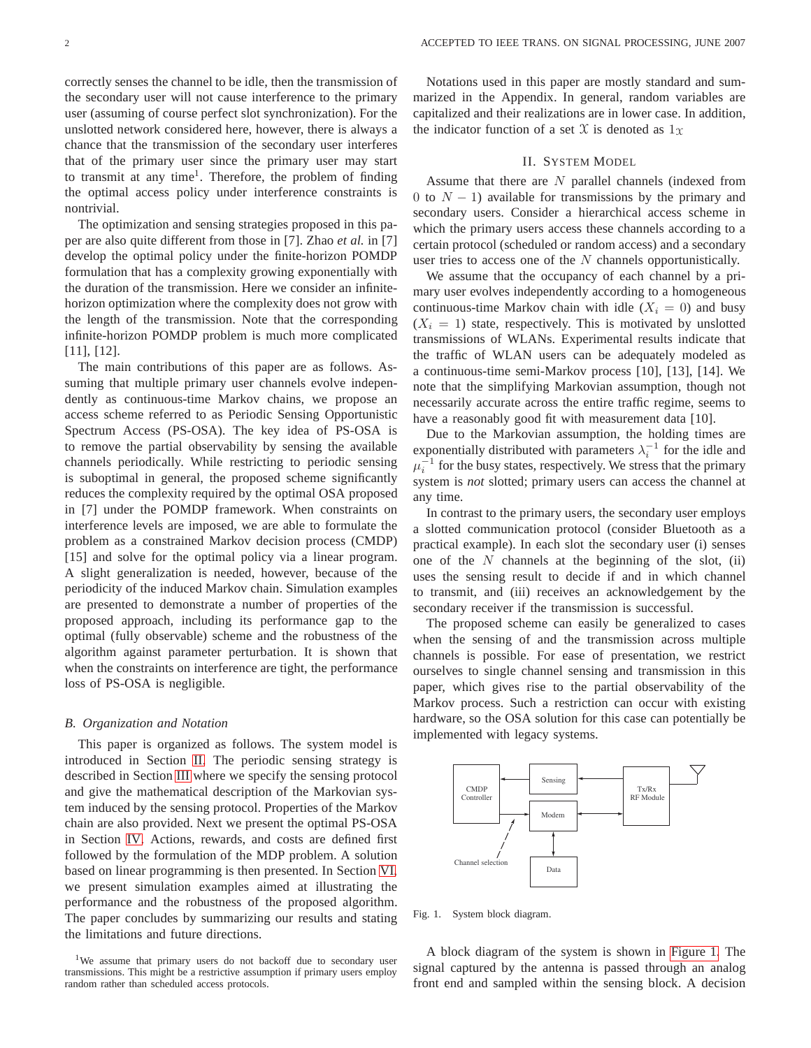correctly senses the channel to be idle, then the transmission of the secondary user will not cause interference to the primary user (assuming of course perfect slot synchronization). For the unslotted network considered here, however, there is always a chance that the transmission of the secondary user interferes that of the primary user since the primary user may start to transmit at any time[1]. Therefore, the problem of finding the optimal access policy under interference constraints is nontrivial.

The optimization and sensing strategies proposed in this paper are also quite different from those in [7]. Zhao *et al.* in [7] develop the optimal policy under the finite-horizon POMDP formulation that has a complexity growing exponentially with the duration of the transmission. Here we consider an infinite-horizon optimization where the complexity does not grow with the length of the transmission. Note that the corresponding infinite-horizon POMDP problem is much more complicated [11], [12].

The main contributions of this paper are as follows. Assuming that multiple primary user channels evolve independently as continuous-time Markov chains, we propose an access scheme referred to as Periodic Sensing Opportunistic Spectrum Access (PS-OSA). The key idea of PS-OSA is to remove the partial observability by sensing the available channels periodically. While restricting to periodic sensing is suboptimal in general, the proposed scheme significantly reduces the complexity required by the optimal OSA proposed in [7] under the POMDP framework. When constraints on interference levels are imposed, we are able to formulate the problem as a constrained Markov decision process (CMDP) [15] and solve for the optimal policy via a linear program. A slight generalization is needed, however, because of the periodicity of the induced Markov chain. Simulation examples are presented to demonstrate a number of properties of the proposed approach, including its performance gap to the optimal (fully observable) scheme and the robustness of the algorithm against parameter perturbation. It is shown that when the constraints on interference are tight, the performance loss of PS-OSA is negligible.

### B. Organization and Notation

This paper is organized as follows. The system model is introduced in Section II. The periodic sensing strategy is described in Section III where we specify the sensing protocol and give the mathematical description of the Markovian system induced by the sensing protocol. Properties of the Markov chain are also provided. Next we present the optimal PS-OSA in Section IV. Actions, rewards, and costs are defined first followed by the formulation of the MDP problem. A solution based on linear programming is then presented. In Section VI, we present simulation examples aimed at illustrating the performance and the robustness of the proposed algorithm. The paper concludes by summarizing our results and stating the limitations and future directions.

[1]We assume that primary users do not backoff due to secondary user transmissions. This might be a restrictive assumption if primary users employ random rather than scheduled access protocols.

Notations used in this paper are mostly standard and summarized in the Appendix. In general, random variables are capitalized and their realizations are in lower case. In addition, the indicator function of a set $\mathcal{X}$ is denoted as $1_{\mathcal{X}}$

## II. System Model

Assume that there are $N$ parallel channels (indexed from $0$ to $N-1$) available for transmissions by the primary and secondary users. Consider a hierarchical access scheme in which the primary users access these channels according to a certain protocol (scheduled or random access) and a secondary user tries to access one of the $N$ channels opportunistically.

We assume that the occupancy of each channel by a primary user evolves independently according to a homogeneous continuous-time Markov chain with idle ($X_i = 0$) and busy ($X_i = 1$) state, respectively. This is motivated by unslotted transmissions of WLANs. Experimental results indicate that the traffic of WLAN users can be adequately modeled as a continuous-time semi-Markov process [10], [13], [14]. We note that the simplifying Markovian assumption, though not necessarily accurate across the entire traffic regime, seems to have a reasonably good fit with measurement data [10].

Due to the Markovian assumption, the holding times are exponentially distributed with parameters $\lambda_i^{-1}$ for the idle and $\mu_i^{-1}$ for the busy states, respectively. We stress that the primary system is *not* slotted; primary users can access the channel at any time.

In contrast to the primary users, the secondary user employs a slotted communication protocol (consider Bluetooth as a practical example). In each slot the secondary user (i) senses one of the $N$ channels at the beginning of the slot, (ii) uses the sensing result to decide if and in which channel to transmit, and (iii) receives an acknowledgement by the secondary receiver if the transmission is successful.

The proposed scheme can easily be generalized to cases when the sensing of and the transmission across multiple channels is possible. For ease of presentation, we restrict ourselves to single channel sensing and transmission in this paper, which gives rise to the partial observability of the Markov process. Such a restriction can occur with existing hardware, so the OSA solution for this case can potentially be implemented with legacy systems.

Fig. 1. System block diagram.

A block diagram of the system is shown in Figure 1. The signal captured by the antenna is passed through an analog front end and sampled within the sensing block. A decision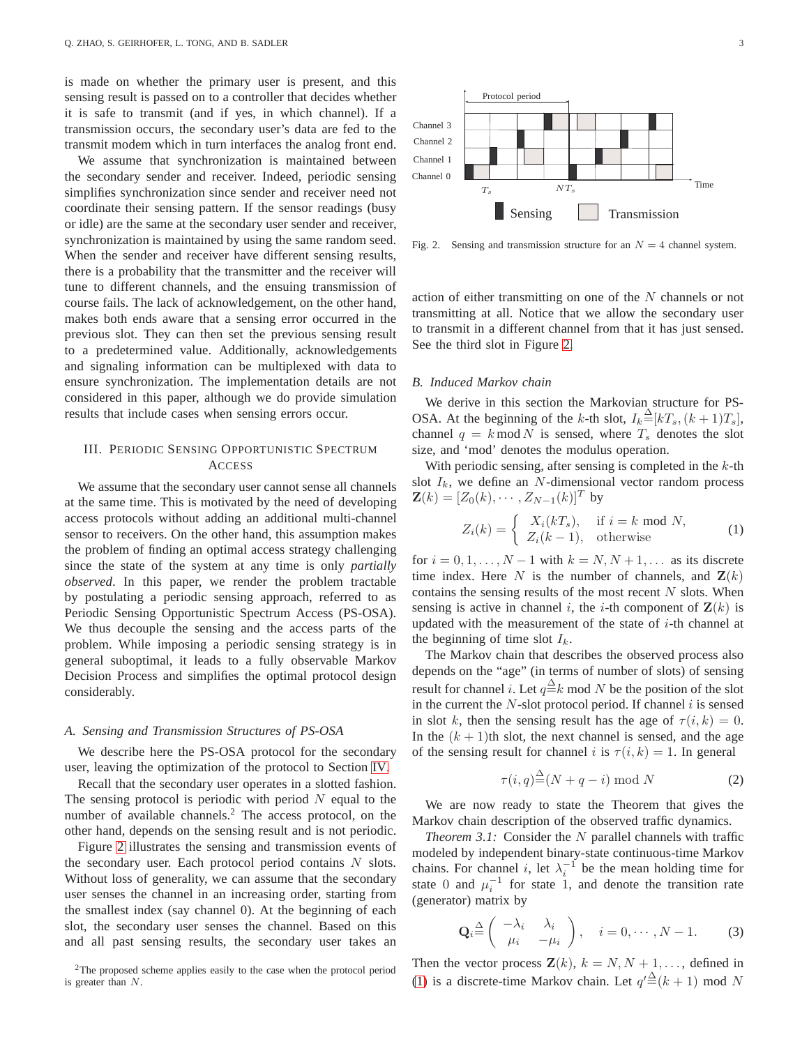is made on whether the primary user is present, and this sensing result is passed on to a controller that decides whether it is safe to transmit (and if yes, in which channel). If a transmission occurs, the secondary user's data are fed to the transmit modem which in turn interfaces the analog front end.

We assume that synchronization is maintained between the secondary sender and receiver. Indeed, periodic sensing simplifies synchronization since sender and receiver need not coordinate their sensing pattern. If the sensor readings (busy or idle) are the same at the secondary user sender and receiver, synchronization is maintained by using the same random seed. When the sender and receiver have different sensing results, there is a probability that the transmitter and the receiver will tune to different channels, and the ensuing transmission of course fails. The lack of acknowledgement, on the other hand, makes both ends aware that a sensing error occurred in the previous slot. They can then set the previous sensing result to a predetermined value. Additionally, acknowledgements and signaling information can be multiplexed with data to ensure synchronization. The implementation details are not considered in this paper, although we do provide simulation results that include cases when sensing errors occur.

## III. Periodic Sensing Opportunistic Spectrum Access

We assume that the secondary user cannot sense all channels at the same time. This is motivated by the need of developing access protocols without adding an additional multi-channel sensor to receivers. On the other hand, this assumption makes the problem of finding an optimal access strategy challenging since the state of the system at any time is only *partially observed*. In this paper, we render the problem tractable by postulating a periodic sensing approach, referred to as Periodic Sensing Opportunistic Spectrum Access (PS-OSA). We thus decouple the sensing and the access parts of the problem. While imposing a periodic sensing strategy is in general suboptimal, it leads to a fully observable Markov Decision Process and simplifies the optimal protocol design considerably.

### A. Sensing and Transmission Structures of PS-OSA

We describe here the PS-OSA protocol for the secondary user, leaving the optimization of the protocol to Section IV.

Recall that the secondary user operates in a slotted fashion. The sensing protocol is periodic with period $N$ equal to the number of available channels.[2] The access protocol, on the other hand, depends on the sensing result and is not periodic.

Figure 2 illustrates the sensing and transmission events of the secondary user. Each protocol period contains $N$ slots. Without loss of generality, we can assume that the secondary user senses the channel in an increasing order, starting from the smallest index (say channel 0). At the beginning of each slot, the secondary user senses the channel. Based on this and all past sensing results, the secondary user takes an action of either transmitting on one of the $N$ channels or not transmitting at all. Notice that we allow the secondary user to transmit in a different channel from that it has just sensed. See the third slot in Figure 2.

Protocol period

Channel 3

Channel 2

Channel 1

Channel 0

$T_s$

$NT_s$

Time

Sensing

Transmission

Fig. 2. Sensing and transmission structure for an $N = 4$ channel system.

[2]The proposed scheme applies easily to the case when the protocol period is greater than $N$.

### B. Induced Markov chain

We derive in this section the Markovian structure for PS-OSA. At the beginning of the $k$-th slot, $I_k \stackrel{\Delta}{=} [kT_s, (k+1)T_s]$, channel $q = k \bmod N$ is sensed, where $T_s$ denotes the slot size, and 'mod' denotes the modulus operation.

With periodic sensing, after sensing is completed in the $k$-th slot $I_k$, we define an $N$-dimensional vector random process $\mathbf{Z}(k) = [Z_0(k), \cdots, Z_{N-1}(k)]^T$ by

$$Z_i(k) = \begin{cases} X_i(kT_s), & \text{if } i = k \bmod N, \\ Z_i(k-1), & \text{otherwise} \end{cases} \tag{1}$$

for $i = 0, 1, \ldots, N-1$ with $k = N, N+1, \ldots$ as its discrete time index. Here $N$ is the number of channels, and $\mathbf{Z}(k)$ contains the sensing results of the most recent $N$ slots. When sensing is active in channel $i$, the $i$-th component of $\mathbf{Z}(k)$ is updated with the measurement of the state of $i$-th channel at the beginning of time slot $I_k$.

The Markov chain that describes the observed process also depends on the "age" (in terms of number of slots) of sensing result for channel $i$. Let $q \stackrel{\Delta}{=} k \bmod N$ be the position of the slot in the current the $N$-slot protocol period. If channel $i$ is sensed in slot $k$, then the sensing result has the age of $\tau(i, k) = 0$. In the $(k+1)$th slot, the next channel is sensed, and the age of the sensing result for channel $i$ is $\tau(i, k) = 1$. In general

$$\tau(i, q) \stackrel{\Delta}{=} (N + q - i) \bmod N \tag{2}$$

We are now ready to state the Theorem that gives the Markov chain description of the observed traffic dynamics.

*Theorem 3.1:* Consider the $N$ parallel channels with traffic modeled by independent binary-state continuous-time Markov chains. For channel $i$, let $\lambda_i^{-1}$ be the mean holding time for state 0 and $\mu_i^{-1}$ for state 1, and denote the transition rate (generator) matrix by

$$\mathbf{Q}_i \stackrel{\Delta}{=} \begin{pmatrix} -\lambda_i & \lambda_i \\ \mu_i & -\mu_i \end{pmatrix}, \quad i = 0, \cdots, N-1. \tag{3}$$

Then the vector process $\mathbf{Z}(k)$, $k = N, N+1, \ldots$, defined in (1) is a discrete-time Markov chain. Let $q' \stackrel{\Delta}{=} (k+1) \bmod N$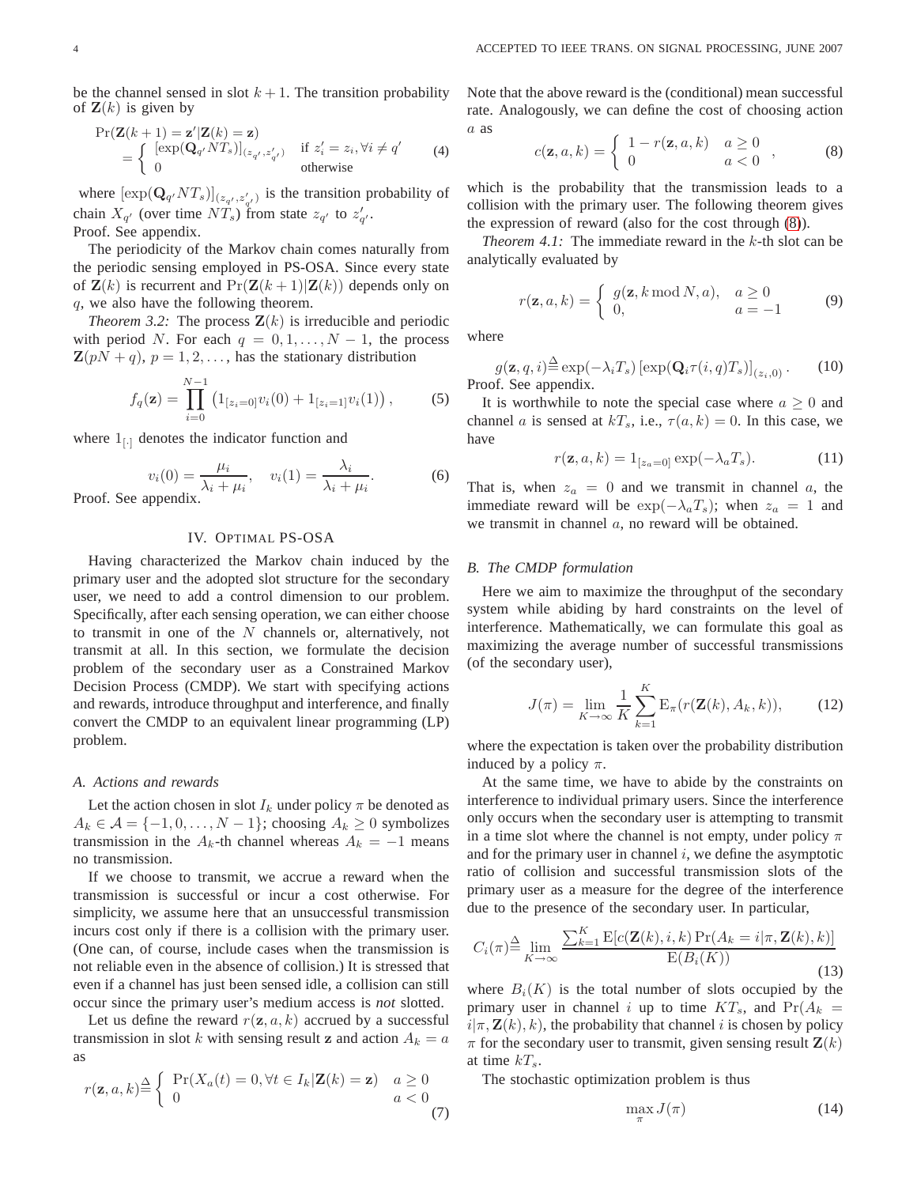be the channel sensed in slot $k+1$. The transition probability of $\mathbf{Z}(k)$ is given by

$$\begin{aligned}
&\Pr(\mathbf{Z}(k+1)=\mathbf{z}'|\mathbf{Z}(k)=\mathbf{z}) \\
&= \begin{cases} [\exp(\mathbf{Q}_{q'}NT_s)]_{(z_{q'},z'_{q'})} & \text{if } z'_i = z_i, \forall i \neq q' \\ 0 & \text{otherwise} \end{cases}
\end{aligned} \tag{4}$$

where $[\exp(\mathbf{Q}_{q'}NT_s)]_{(z_{q'},z'_{q'})}$ is the transition probability of chain $X_{q'}$ (over time $NT_s$) from state $z_{q'}$ to $z'_{q'}$.

Proof. See appendix.

The periodicity of the Markov chain comes naturally from the periodic sensing employed in PS-OSA. Since every state of $\mathbf{Z}(k)$ is recurrent and $\Pr(\mathbf{Z}(k+1)|\mathbf{Z}(k))$ depends only on $q$, we also have the following theorem.

*Theorem 3.2:* The process $\mathbf{Z}(k)$ is irreducible and periodic with period $N$. For each $q=0,1,\ldots,N-1$, the process $\mathbf{Z}(pN+q)$, $p=1,2,\ldots$, has the stationary distribution

$$f_q(\mathbf{z}) = \prod_{i=0}^{N-1}\left(1_{[z_i=0]}v_i(0) + 1_{[z_i=1]}v_i(1)\right), \tag{5}$$

where $1_{[\cdot]}$ denotes the indicator function and

$$v_i(0) = \frac{\mu_i}{\lambda_i+\mu_i}, \quad v_i(1) = \frac{\lambda_i}{\lambda_i+\mu_i}. \tag{6}$$

Proof. See appendix.

## IV. Optimal PS-OSA

Having characterized the Markov chain induced by the primary user and the adopted slot structure for the secondary user, we need to add a control dimension to our problem. Specifically, after each sensing operation, we can either choose to transmit in one of the $N$ channels or, alternatively, not transmit at all. In this section, we formulate the decision problem of the secondary user as a Constrained Markov Decision Process (CMDP). We start with specifying actions and rewards, introduce throughput and interference, and finally convert the CMDP to an equivalent linear programming (LP) problem.

### *A. Actions and rewards*

Let the action chosen in slot $I_k$ under policy $\pi$ be denoted as $A_k \in \mathcal{A} = \{-1,0,\ldots,N-1\}$; choosing $A_k \geq 0$ symbolizes transmission in the $A_k$-th channel whereas $A_k = -1$ means no transmission.

If we choose to transmit, we accrue a reward when the transmission is successful or incur a cost otherwise. For simplicity, we assume here that an unsuccessful transmission incurs cost only if there is a collision with the primary user. (One can, of course, include cases when the transmission is not reliable even in the absence of collision.) It is stressed that even if a channel has just been sensed idle, a collision can still occur since the primary user's medium access is *not* slotted.

Let us define the reward $r(\mathbf{z},a,k)$ accrued by a successful transmission in slot $k$ with sensing result $\mathbf{z}$ and action $A_k = a$ as

$$r(\mathbf{z},a,k) \stackrel{\Delta}{=} \begin{cases} \Pr(X_a(t)=0, \forall t \in I_k|\mathbf{Z}(k)=\mathbf{z}) & a \geq 0 \\ 0 & a < 0 \end{cases} \tag{7}$$

Note that the above reward is the (conditional) mean successful rate. Analogously, we can define the cost of choosing action $a$ as

$$c(\mathbf{z},a,k) = \begin{cases} 1 - r(\mathbf{z},a,k) & a \geq 0 \\ 0 & a < 0 \end{cases}, \tag{8}$$

which is the probability that the transmission leads to a collision with the primary user. The following theorem gives the expression of reward (also for the cost through (8)).

*Theorem 4.1:* The immediate reward in the $k$-th slot can be analytically evaluated by

$$r(\mathbf{z},a,k) = \begin{cases} g(\mathbf{z}, k \bmod N, a), & a \geq 0 \\ 0, & a = -1 \end{cases} \tag{9}$$

where

$$g(\mathbf{z},q,i) \stackrel{\Delta}{=} \exp(-\lambda_i T_s)\left[\exp(\mathbf{Q}_i \tau(i,q) T_s)\right]_{(z_i,0)}. \tag{10}$$

Proof. See appendix.

It is worthwhile to note the special case where $a \geq 0$ and channel $a$ is sensed at $kT_s$, i.e., $\tau(a,k)=0$. In this case, we have

$$r(\mathbf{z},a,k) = 1_{[z_a=0]}\exp(-\lambda_a T_s). \tag{11}$$

That is, when $z_a = 0$ and we transmit in channel $a$, the immediate reward will be $\exp(-\lambda_a T_s)$; when $z_a = 1$ and we transmit in channel $a$, no reward will be obtained.

### *B. The CMDP formulation*

Here we aim to maximize the throughput of the secondary system while abiding by hard constraints on the level of interference. Mathematically, we can formulate this goal as maximizing the average number of successful transmissions (of the secondary user),

$$J(\pi) = \lim_{K\to\infty}\frac{1}{K}\sum_{k=1}^{K}\mathrm{E}_\pi(r(\mathbf{Z}(k),A_k,k)), \tag{12}$$

where the expectation is taken over the probability distribution induced by a policy $\pi$.

At the same time, we have to abide by the constraints on interference to individual primary users. Since the interference only occurs when the secondary user is attempting to transmit in a time slot where the channel is not empty, under policy $\pi$ and for the primary user in channel $i$, we define the asymptotic ratio of collision and successful transmission slots of the primary user as a measure for the degree of the interference due to the presence of the secondary user. In particular,

$$C_i(\pi) \stackrel{\Delta}{=} \lim_{K\to\infty}\frac{\sum_{k=1}^{K}\mathrm{E}[c(\mathbf{Z}(k),i,k)\Pr(A_k=i|\pi,\mathbf{Z}(k),k)]}{\mathrm{E}(B_i(K))} \tag{13}$$

where $B_i(K)$ is the total number of slots occupied by the primary user in channel $i$ up to time $KT_s$, and $\Pr(A_k = i|\pi,\mathbf{Z}(k),k)$, the probability that channel $i$ is chosen by policy $\pi$ for the secondary user to transmit, given sensing result $\mathbf{Z}(k)$ at time $kT_s$.

The stochastic optimization problem is thus

$$\max_{\pi} J(\pi) \tag{14}$$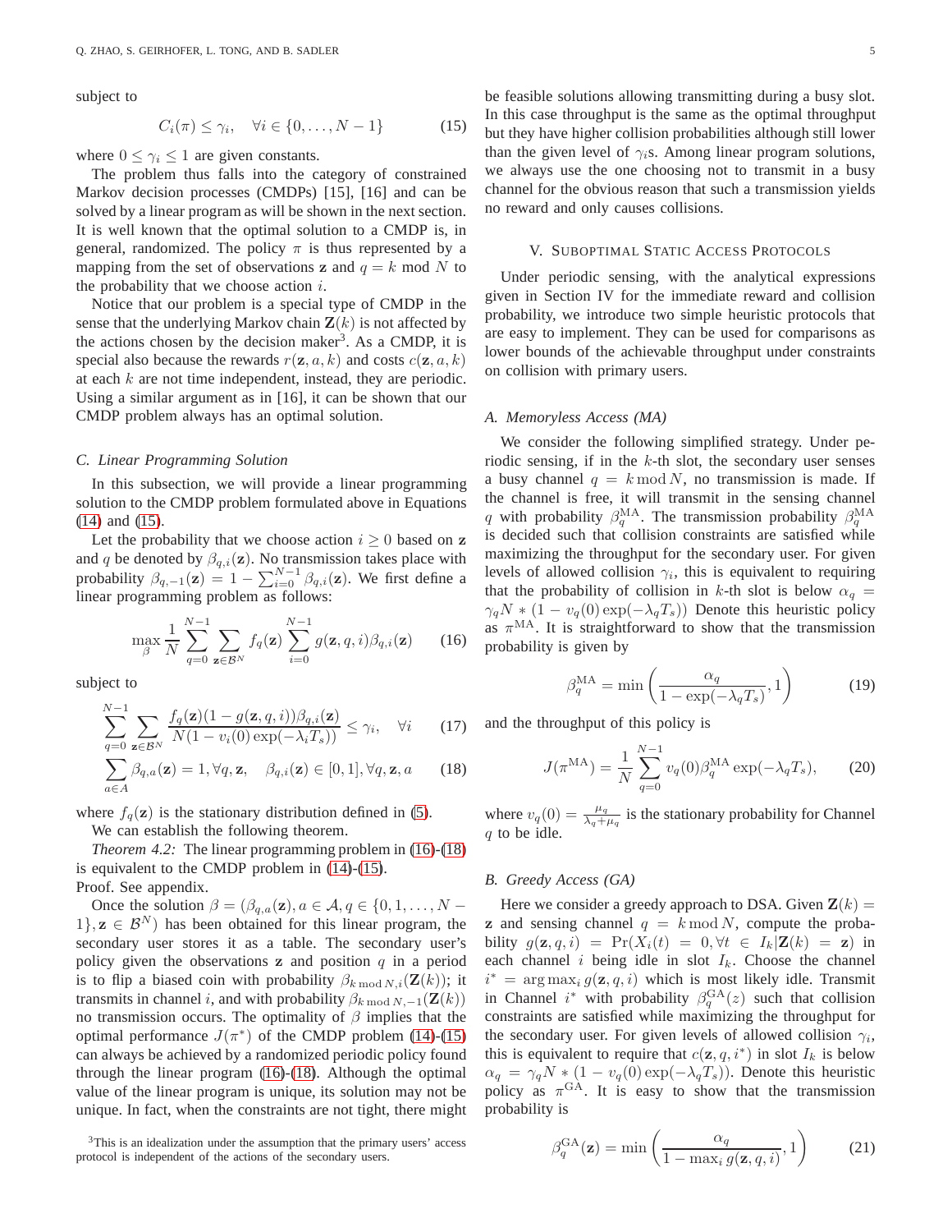subject to

$$C_i(\pi) \leq \gamma_i, \quad \forall i \in \{0, \ldots, N-1\} \tag{15}$$

where $0 \leq \gamma_i \leq 1$ are given constants.

The problem thus falls into the category of constrained Markov decision processes (CMDPs) [15], [16] and can be solved by a linear program as will be shown in the next section. It is well known that the optimal solution to a CMDP is, in general, randomized. The policy $\pi$ is thus represented by a mapping from the set of observations $\mathbf{z}$ and $q = k \bmod N$ to the probability that we choose action $i$.

Notice that our problem is a special type of CMDP in the sense that the underlying Markov chain $\mathbf{Z}(k)$ is not affected by the actions chosen by the decision maker[3]. As a CMDP, it is special also because the rewards $r(\mathbf{z}, a, k)$ and costs $c(\mathbf{z}, a, k)$ at each $k$ are not time independent, instead, they are periodic. Using a similar argument as in [16], it can be shown that our CMDP problem always has an optimal solution.

### C. Linear Programming Solution

In this subsection, we will provide a linear programming solution to the CMDP problem formulated above in Equations (14) and (15).

Let the probability that we choose action $i \geq 0$ based on $\mathbf{z}$ and $q$ be denoted by $\beta_{q,i}(\mathbf{z})$. No transmission takes place with probability $\beta_{q,-1}(\mathbf{z}) = 1 - \sum_{i=0}^{N-1} \beta_{q,i}(\mathbf{z})$. We first define a linear programming problem as follows:

$$\max_{\beta} \frac{1}{N} \sum_{q=0}^{N-1} \sum_{\mathbf{z} \in \mathcal{B}^N} f_q(\mathbf{z}) \sum_{i=0}^{N-1} g(\mathbf{z}, q, i) \beta_{q,i}(\mathbf{z}) \tag{16}$$

subject to

$$\sum_{q=0}^{N-1} \sum_{\mathbf{z} \in \mathcal{B}^N} \frac{f_q(\mathbf{z})(1 - g(\mathbf{z}, q, i))\beta_{q,i}(\mathbf{z})}{N(1 - v_i(0)\exp(-\lambda_i T_s))} \leq \gamma_i, \quad \forall i \tag{17}$$

$$\sum_{a \in A} \beta_{q,a}(\mathbf{z}) = 1, \forall q, \mathbf{z}, \quad \beta_{q,i}(\mathbf{z}) \in [0, 1], \forall q, \mathbf{z}, a \tag{18}$$

where $f_q(\mathbf{z})$ is the stationary distribution defined in (5).

We can establish the following theorem.

*Theorem 4.2:* The linear programming problem in (16)-(18) is equivalent to the CMDP problem in (14)-(15).

Proof. See appendix.

Once the solution $\beta = (\beta_{q,a}(\mathbf{z}), a \in \mathcal{A}, q \in \{0, 1, \ldots, N-1\}, \mathbf{z} \in \mathcal{B}^N)$ has been obtained for this linear program, the secondary user stores it as a table. The secondary user's policy given the observations $\mathbf{z}$ and position $q$ in a period is to flip a biased coin with probability $\beta_{k \bmod N, i}(\mathbf{Z}(k))$; it transmits in channel $i$, and with probability $\beta_{k \bmod N, -1}(\mathbf{Z}(k))$ no transmission occurs. The optimality of $\beta$ implies that the optimal performance $J(\pi^*)$ of the CMDP problem (14)-(15) can always be achieved by a randomized periodic policy found through the linear program (16)-(18). Although the optimal value of the linear program is unique, its solution may not be unique. In fact, when the constraints are not tight, there might be feasible solutions allowing transmitting during a busy slot. In this case throughput is the same as the optimal throughput but they have higher collision probabilities although still lower than the given level of $\gamma_i$s. Among linear program solutions, we always use the one choosing not to transmit in a busy channel for the obvious reason that such a transmission yields no reward and only causes collisions.

[3] This is an idealization under the assumption that the primary users' access protocol is independent of the actions of the secondary users.

## V. Suboptimal Static Access Protocols

Under periodic sensing, with the analytical expressions given in Section IV for the immediate reward and collision probability, we introduce two simple heuristic protocols that are easy to implement. They can be used for comparisons as lower bounds of the achievable throughput under constraints on collision with primary users.

### A. Memoryless Access (MA)

We consider the following simplified strategy. Under periodic sensing, if in the $k$-th slot, the secondary user senses a busy channel $q = k \bmod N$, no transmission is made. If the channel is free, it will transmit in the sensing channel $q$ with probability $\beta_q^{\mathrm{MA}}$. The transmission probability $\beta_q^{\mathrm{MA}}$ is decided such that collision constraints are satisfied while maximizing the throughput for the secondary user. For given levels of allowed collision $\gamma_i$, this is equivalent to requiring that the probability of collision in $k$-th slot is below $\alpha_q = \gamma_q N * (1 - v_q(0)\exp(-\lambda_q T_s))$ Denote this heuristic policy as $\pi^{\mathrm{MA}}$. It is straightforward to show that the transmission probability is given by

$$\beta_q^{\mathrm{MA}} = \min\left(\frac{\alpha_q}{1 - \exp(-\lambda_q T_s)}, 1\right) \tag{19}$$

and the throughput of this policy is

$$J(\pi^{\mathrm{MA}}) = \frac{1}{N} \sum_{q=0}^{N-1} v_q(0) \beta_q^{\mathrm{MA}} \exp(-\lambda_q T_s), \tag{20}$$

where $v_q(0) = \frac{\mu_q}{\lambda_q + \mu_q}$ is the stationary probability for Channel $q$ to be idle.

### B. Greedy Access (GA)

Here we consider a greedy approach to DSA. Given $\mathbf{Z}(k) = \mathbf{z}$ and sensing channel $q = k \bmod N$, compute the probability $g(\mathbf{z}, q, i) = \Pr(X_i(t) = 0, \forall t \in I_k | \mathbf{Z}(k) = \mathbf{z})$ in each channel $i$ being idle in slot $I_k$. Choose the channel $i^* = \arg\max_i g(\mathbf{z}, q, i)$ which is most likely idle. Transmit in Channel $i^*$ with probability $\beta_q^{\mathrm{GA}}(z)$ such that collision constraints are satisfied while maximizing the throughput for the secondary user. For given levels of allowed collision $\gamma_i$, this is equivalent to require that $c(\mathbf{z}, q, i^*)$ in slot $I_k$ is below $\alpha_q = \gamma_q N * (1 - v_q(0)\exp(-\lambda_q T_s))$. Denote this heuristic policy as $\pi^{\mathrm{GA}}$. It is easy to show that the transmission probability is

$$\beta_q^{\mathrm{GA}}(\mathbf{z}) = \min\left(\frac{\alpha_q}{1 - \max_i g(\mathbf{z}, q, i)}, 1\right) \tag{21}$$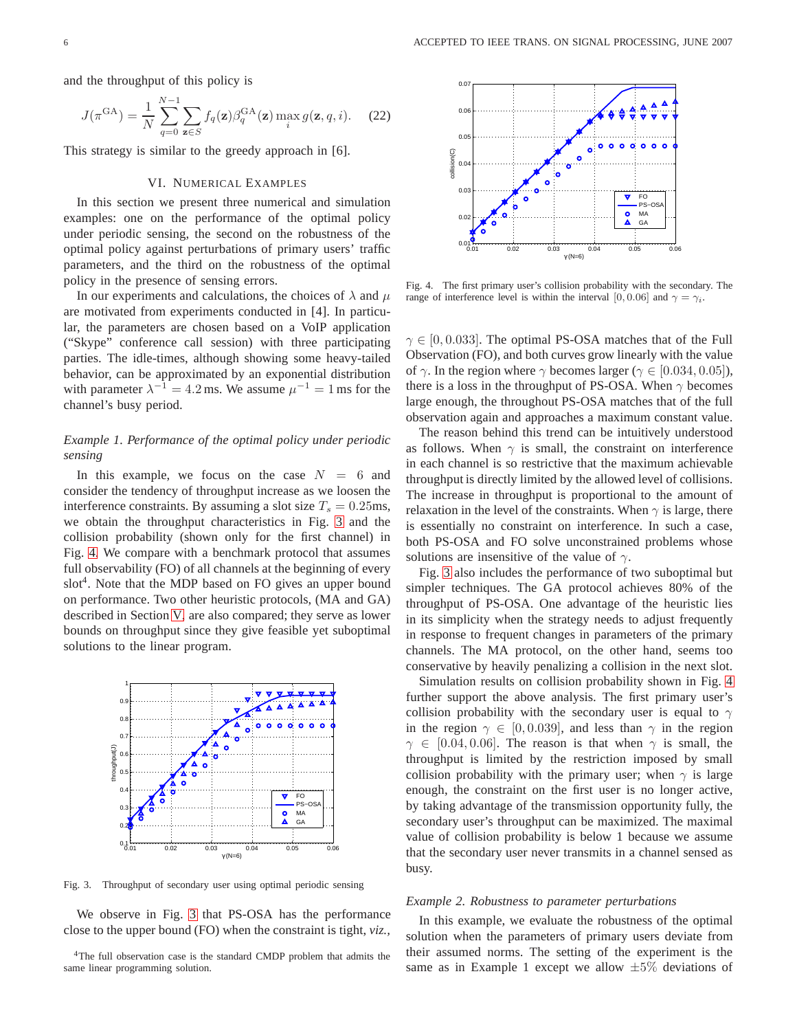and the throughput of this policy is

$$J(\pi^{\rm GA}) = \frac{1}{N}\sum_{q=0}^{N-1}\sum_{\mathbf{z}\in S} f_q(\mathbf{z})\beta_q^{\rm GA}(\mathbf{z}) \max_i g(\mathbf{z}, q, i). \quad (22)$$

This strategy is similar to the greedy approach in [6].

## VI. Numerical Examples

In this section we present three numerical and simulation examples: one on the performance of the optimal policy under periodic sensing, the second on the robustness of the optimal policy against perturbations of primary users' traffic parameters, and the third on the robustness of the optimal policy in the presence of sensing errors.

In our experiments and calculations, the choices of $\lambda$ and $\mu$ are motivated from experiments conducted in [4]. In particular, the parameters are chosen based on a VoIP application ("Skype" conference call session) with three participating parties. The idle-times, although showing some heavy-tailed behavior, can be approximated by an exponential distribution with parameter $\lambda^{-1} = 4.2\,$ms. We assume $\mu^{-1} = 1\,$ms for the channel's busy period.

### *Example 1. Performance of the optimal policy under periodic sensing*

In this example, we focus on the case $N = 6$ and consider the tendency of throughput increase as we loosen the interference constraints. By assuming a slot size $T_s = 0.25$ms, we obtain the throughput characteristics in Fig. 3 and the collision probability (shown only for the first channel) in Fig. 4. We compare with a benchmark protocol that assumes full observability (FO) of all channels at the beginning of every slot[4]. Note that the MDP based on FO gives an upper bound on performance. Two other heuristic protocols, (MA and GA) described in Section V are also compared; they serve as lower bounds on throughput since they give feasible yet suboptimal solutions to the linear program.

Fig. 3. Throughput of secondary user using optimal periodic sensing

We observe in Fig. 3 that PS-OSA has the performance close to the upper bound (FO) when the constraint is tight, *viz.*, $\gamma \in [0, 0.033]$. The optimal PS-OSA matches that of the Full Observation (FO), and both curves grow linearly with the value of $\gamma$. In the region where $\gamma$ becomes larger ($\gamma \in [0.034, 0.05]$), there is a loss in the throughput of PS-OSA. When $\gamma$ becomes large enough, the throughout PS-OSA matches that of the full observation again and approaches a maximum constant value.

The reason behind this trend can be intuitively understood as follows. When $\gamma$ is small, the constraint on interference in each channel is so restrictive that the maximum achievable throughput is directly limited by the allowed level of collisions. The increase in throughput is proportional to the amount of relaxation in the level of the constraints. When $\gamma$ is large, there is essentially no constraint on interference. In such a case, both PS-OSA and FO solve unconstrained problems whose solutions are insensitive of the value of $\gamma$.

Fig. 3 also includes the performance of two suboptimal but simpler techniques. The GA protocol achieves 80% of the throughput of PS-OSA. One advantage of the heuristic lies in its simplicity when the strategy needs to adjust frequently in response to frequent changes in parameters of the primary channels. The MA protocol, on the other hand, seems too conservative by heavily penalizing a collision in the next slot.

Fig. 4. The first primary user's collision probability with the secondary. The range of interference level is within the interval $[0, 0.06]$ and $\gamma = \gamma_i$.

Simulation results on collision probability shown in Fig. 4 further support the above analysis. The first primary user's collision probability with the secondary user is equal to $\gamma$ in the region $\gamma \in [0, 0.039]$, and less than $\gamma$ in the region $\gamma \in [0.04, 0.06]$. The reason is that when $\gamma$ is small, the throughput is limited by the restriction imposed by small collision probability with the primary user; when $\gamma$ is large enough, the constraint on the first user is no longer active, by taking advantage of the transmission opportunity fully, the secondary user's throughput can be maximized. The maximal value of collision probability is below 1 because we assume that the secondary user never transmits in a channel sensed as busy.

### *Example 2. Robustness to parameter perturbations*

In this example, we evaluate the robustness of the optimal solution when the parameters of primary users deviate from their assumed norms. The setting of the experiment is the same as in Example 1 except we allow $\pm 5\%$ deviations of

[4] The full observation case is the standard CMDP problem that admits the same linear programming solution.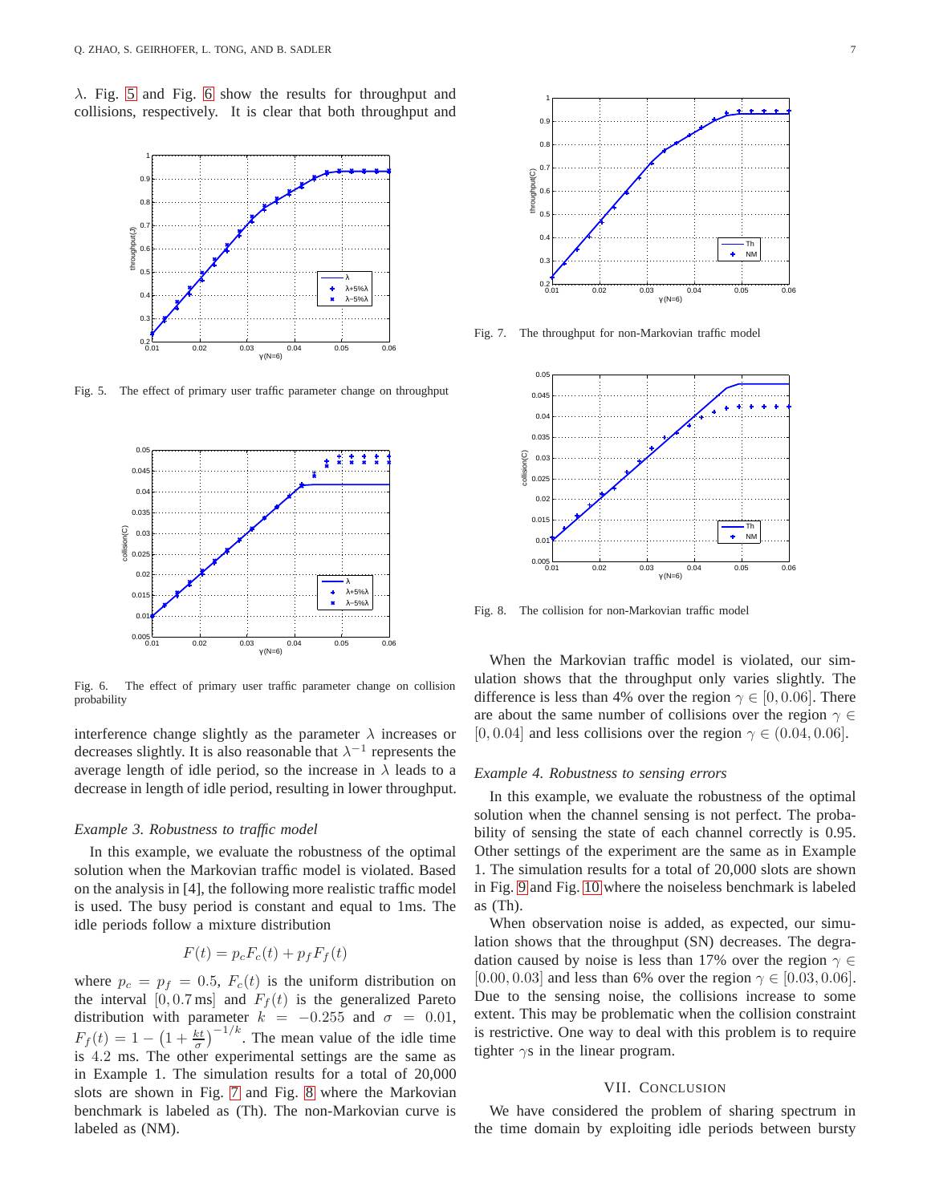$\lambda$. Fig. 5 and Fig. 6 show the results for throughput and collisions, respectively. It is clear that both throughput and interference change slightly as the parameter $\lambda$ increases or decreases slightly. It is also reasonable that $\lambda^{-1}$ represents the average length of idle period, so the increase in $\lambda$ leads to a decrease in length of idle period, resulting in lower throughput.

Fig. 5. The effect of primary user traffic parameter change on throughput

Fig. 6. The effect of primary user traffic parameter change on collision probability

*Example 3. Robustness to traffic model*

In this example, we evaluate the robustness of the optimal solution when the Markovian traffic model is violated. Based on the analysis in [4], the following more realistic traffic model is used. The busy period is constant and equal to 1ms. The idle periods follow a mixture distribution

$$F(t) = p_c F_c(t) + p_f F_f(t)$$

where $p_c = p_f = 0.5$, $F_c(t)$ is the uniform distribution on the interval $[0, 0.7\,\text{ms}]$ and $F_f(t)$ is the generalized Pareto distribution with parameter $k = -0.255$ and $\sigma = 0.01$, $F_f(t) = 1 - \left(1 + \frac{kt}{\sigma}\right)^{-1/k}$. The mean value of the idle time is $4.2$ ms. The other experimental settings are the same as in Example 1. The simulation results for a total of 20,000 slots are shown in Fig. 7 and Fig. 8 where the Markovian benchmark is labeled as (Th). The non-Markovian curve is labeled as (NM).

Fig. 7. The throughput for non-Markovian traffic model

Fig. 8. The collision for non-Markovian traffic model

When the Markovian traffic model is violated, our simulation shows that the throughput only varies slightly. The difference is less than 4% over the region $\gamma \in [0, 0.06]$. There are about the same number of collisions over the region $\gamma \in [0, 0.04]$ and less collisions over the region $\gamma \in (0.04, 0.06]$.

*Example 4. Robustness to sensing errors*

In this example, we evaluate the robustness of the optimal solution when the channel sensing is not perfect. The probability of sensing the state of each channel correctly is 0.95. Other settings of the experiment are the same as in Example 1. The simulation results for a total of 20,000 slots are shown in Fig. 9 and Fig. 10 where the noiseless benchmark is labeled as (Th).

When observation noise is added, as expected, our simulation shows that the throughput (SN) decreases. The degradation caused by noise is less than 17% over the region $\gamma \in [0.00, 0.03]$ and less than 6% over the region $\gamma \in [0.03, 0.06]$. Due to the sensing noise, the collisions increase to some extent. This may be problematic when the collision constraint is restrictive. One way to deal with this problem is to require tighter $\gamma$s in the linear program.

## VII. Conclusion

We have considered the problem of sharing spectrum in the time domain by exploiting idle periods between bursty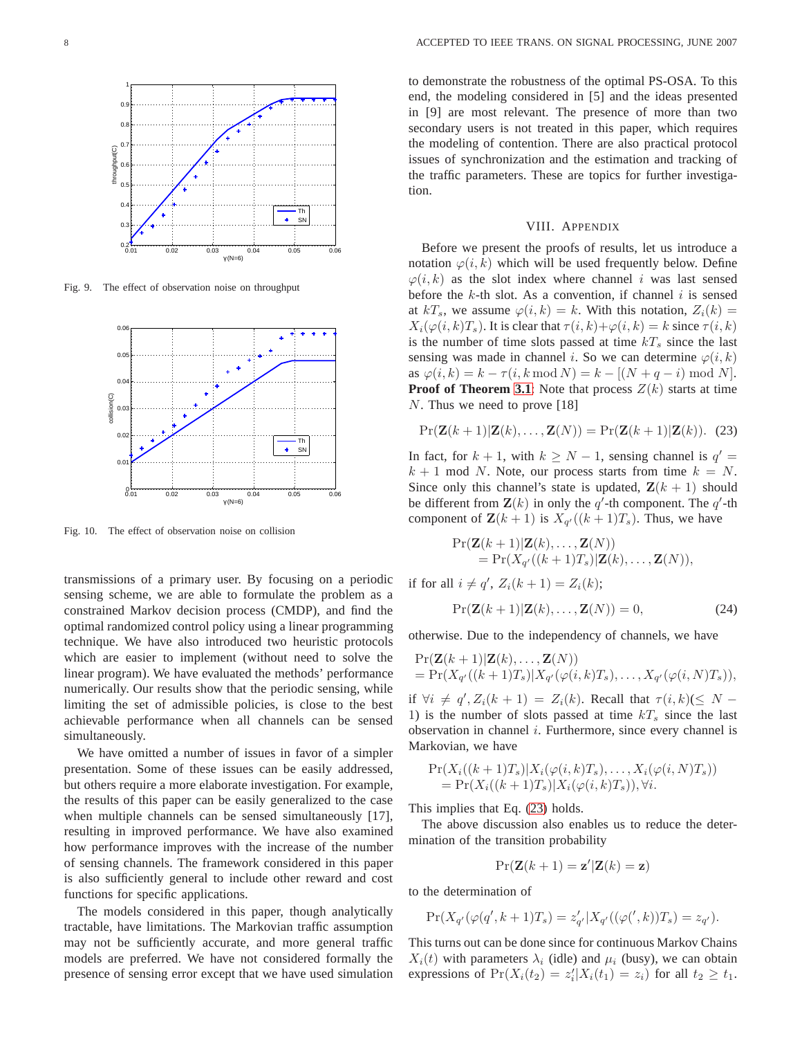Fig. 9. The effect of observation noise on throughput

Fig. 10. The effect of observation noise on collision

transmissions of a primary user. By focusing on a periodic sensing scheme, we are able to formulate the problem as a constrained Markov decision process (CMDP), and find the optimal randomized control policy using a linear programming technique. We have also introduced two heuristic protocols which are easier to implement (without need to solve the linear program). We have evaluated the methods' performance numerically. Our results show that the periodic sensing, while limiting the set of admissible policies, is close to the best achievable performance when all channels can be sensed simultaneously.

We have omitted a number of issues in favor of a simpler presentation. Some of these issues can be easily addressed, but others require a more elaborate investigation. For example, the results of this paper can be easily generalized to the case when multiple channels can be sensed simultaneously [17], resulting in improved performance. We have also examined how performance improves with the increase of the number of sensing channels. The framework considered in this paper is also sufficiently general to include other reward and cost functions for specific applications.

The models considered in this paper, though analytically tractable, have limitations. The Markovian traffic assumption may not be sufficiently accurate, and more general traffic models are preferred. We have not considered formally the presence of sensing error except that we have used simulation to demonstrate the robustness of the optimal PS-OSA. To this end, the modeling considered in [5] and the ideas presented in [9] are most relevant. The presence of more than two secondary users is not treated in this paper, which requires the modeling of contention. There are also practical protocol issues of synchronization and the estimation and tracking of the traffic parameters. These are topics for further investigation.

## VIII. Appendix

Before we present the proofs of results, let us introduce a notation $\varphi(i,k)$ which will be used frequently below. Define $\varphi(i,k)$ as the slot index where channel $i$ was last sensed before the $k$-th slot. As a convention, if channel $i$ is sensed at $kT_s$, we assume $\varphi(i,k) = k$. With this notation, $Z_i(k) = X_i(\varphi(i,k)T_s)$. It is clear that $\tau(i,k)+\varphi(i,k) = k$ since $\tau(i,k)$ is the number of time slots passed at time $kT_s$ since the last sensing was made in channel $i$. So we can determine $\varphi(i,k)$ as $\varphi(i,k) = k - \tau(i, k \bmod N) = k - [(N+q-i) \bmod N]$.

**Proof of Theorem 3.1**: Note that process $Z(k)$ starts at time $N$. Thus we need to prove [18]

$$\Pr(\mathbf{Z}(k+1)|\mathbf{Z}(k),\ldots,\mathbf{Z}(N)) = \Pr(\mathbf{Z}(k+1)|\mathbf{Z}(k)). \quad (23)$$

In fact, for $k+1$, with $k \geq N-1$, sensing channel is $q' = k+1 \bmod N$. Note, our process starts from time $k = N$. Since only this channel's state is updated, $\mathbf{Z}(k+1)$ should be different from $\mathbf{Z}(k)$ in only the $q'$-th component. The $q'$-th component of $\mathbf{Z}(k+1)$ is $X_{q'}((k+1)T_s)$. Thus, we have

$$\begin{aligned}\Pr(&\mathbf{Z}(k+1)|\mathbf{Z}(k),\ldots,\mathbf{Z}(N)) \\ &= \Pr(X_{q'}((k+1)T_s)|\mathbf{Z}(k),\ldots,\mathbf{Z}(N)),\end{aligned}$$

if for all $i \neq q'$, $Z_i(k+1) = Z_i(k)$;

$$\Pr(\mathbf{Z}(k+1)|\mathbf{Z}(k),\ldots,\mathbf{Z}(N)) = 0, \quad (24)$$

otherwise. Due to the independency of channels, we have

$$\begin{aligned}&\Pr(\mathbf{Z}(k+1)|\mathbf{Z}(k),\ldots,\mathbf{Z}(N)) \\ &= \Pr(X_{q'}((k+1)T_s)|X_{q'}(\varphi(i,k)T_s),\ldots,X_{q'}(\varphi(i,N)T_s)),\end{aligned}$$

if $\forall i \neq q', Z_i(k+1) = Z_i(k)$. Recall that $\tau(i,k) (\leq N-1)$ is the number of slots passed at time $kT_s$ since the last observation in channel $i$. Furthermore, since every channel is Markovian, we have

$$\begin{aligned}\Pr(&X_i((k+1)T_s)|X_i(\varphi(i,k)T_s),\ldots,X_i(\varphi(i,N)T_s)) \\ &= \Pr(X_i((k+1)T_s)|X_i(\varphi(i,k)T_s)), \forall i.\end{aligned}$$

This implies that Eq. (23) holds.

The above discussion also enables us to reduce the determination of the transition probability

$$\Pr(\mathbf{Z}(k+1) = \mathbf{z}'|\mathbf{Z}(k) = \mathbf{z})$$

to the determination of

$$\Pr(X_{q'}(\varphi(q',k+1)T_s) = z'_{q'}|X_{q'}((\varphi(',k))T_s) = z_{q'}).$$

This turns out can be done since for continuous Markov Chains $X_i(t)$ with parameters $\lambda_i$ (idle) and $\mu_i$ (busy), we can obtain expressions of $\Pr(X_i(t_2) = z'_i|X_i(t_1) = z_i)$ for all $t_2 \geq t_1$.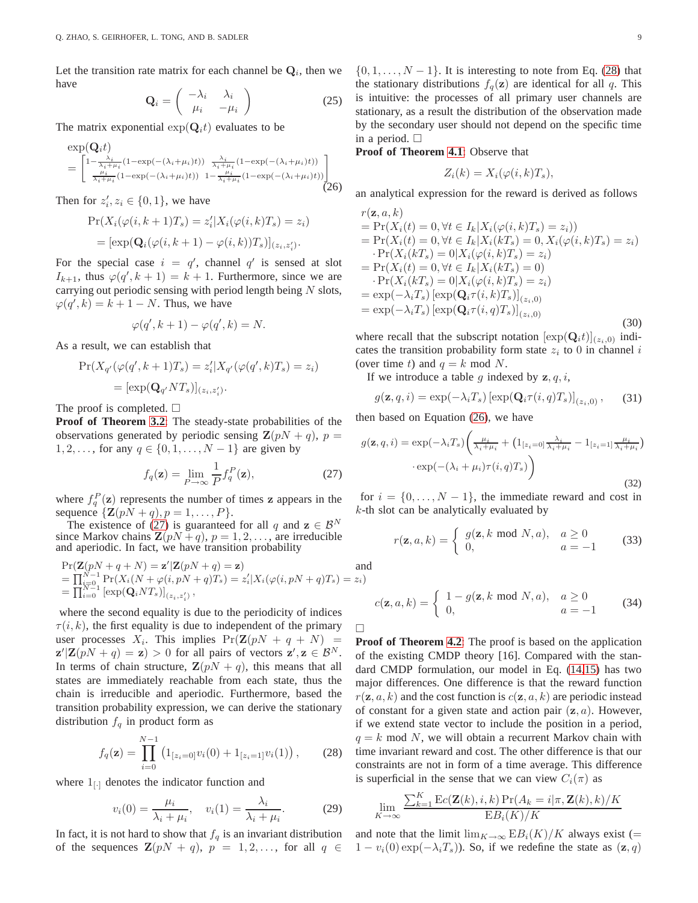Let the transition rate matrix for each channel be $\mathbf{Q}_i$, then we have

$$\mathbf{Q}_i = \begin{pmatrix} -\lambda_i & \lambda_i \\ \mu_i & -\mu_i \end{pmatrix} \tag{25}$$

The matrix exponential $\exp(\mathbf{Q}_i t)$ evaluates to be

$$\begin{aligned}&\exp(\mathbf{Q}_i t)\\ &= \begin{bmatrix} 1-\frac{\lambda_i}{\lambda_i+\mu_i}(1-\exp(-(\lambda_i+\mu_i)t)) & \frac{\lambda_i}{\lambda_i+\mu_i}(1-\exp(-(\lambda_i+\mu_i)t)) \\ \frac{\mu_i}{\lambda_i+\mu_i}(1-\exp(-(\lambda_i+\mu_i)t)) & 1-\frac{\mu_i}{\lambda_i+\mu_i}(1-\exp(-(\lambda_i+\mu_i)t)) \end{bmatrix}\end{aligned} \tag{26}$$

Then for $z_i', z_i \in \{0,1\}$, we have

$$\begin{aligned}&\Pr(X_i(\varphi(i,k+1)T_s) = z_i' | X_i(\varphi(i,k)T_s) = z_i) \\ &= [\exp(\mathbf{Q}_i(\varphi(i,k+1) - \varphi(i,k))T_s)]_{(z_i,z_i')}.\end{aligned}$$

For the special case $i = q'$, channel $q'$ is sensed at slot $I_{k+1}$, thus $\varphi(q', k+1) = k+1$. Furthermore, since we are carrying out periodic sensing with period length being $N$ slots, $\varphi(q',k) = k+1-N$. Thus, we have

$$\varphi(q', k+1) - \varphi(q', k) = N.$$

As a result, we can establish that

$$\begin{aligned}&\Pr(X_{q'}(\varphi(q',k+1)T_s) = z_i' | X_{q'}(\varphi(q',k)T_s) = z_i) \\ &= [\exp(\mathbf{Q}_{q'} N T_s)]_{(z_i,z_i')}.\end{aligned}$$

The proof is completed. □

**Proof of Theorem 3.2**: The steady-state probabilities of the observations generated by periodic sensing $\mathbf{Z}(pN+q)$, $p = 1,2,\ldots$, for any $q \in \{0,1,\ldots,N-1\}$ are given by

$$f_q(\mathbf{z}) = \lim_{P\to\infty} \frac{1}{P} f_q^P(\mathbf{z}), \tag{27}$$

where $f_q^P(\mathbf{z})$ represents the number of times $\mathbf{z}$ appears in the sequence $\{\mathbf{Z}(pN+q), p = 1,\ldots,P\}$.

The existence of (27) is guaranteed for all $q$ and $\mathbf{z} \in \mathcal{B}^N$ since Markov chains $\mathbf{Z}(pN+q)$, $p = 1,2,\ldots$, are irreducible and aperiodic. In fact, we have transition probability

$$\begin{aligned}&\Pr(\mathbf{Z}(pN+q+N) = \mathbf{z}' | \mathbf{Z}(pN+q) = \mathbf{z}) \\ &= \textstyle\prod_{i=0}^{N-1} \Pr(X_i(N+\varphi(i,pN+q)T_s) = z_i' | X_i(\varphi(i,pN+q)T_s) = z_i) \\ &= \textstyle\prod_{i=0}^{N-1} [\exp(\mathbf{Q}_i N T_s)]_{(z_i,z_i')},\end{aligned}$$

where the second equality is due to the periodicity of indices $\tau(i,k)$, the first equality is due to independent of the primary user processes $X_i$. This implies $\Pr(\mathbf{Z}(pN+q+N) = \mathbf{z}' | \mathbf{Z}(pN+q) = \mathbf{z}) > 0$ for all pairs of vectors $\mathbf{z}', \mathbf{z} \in \mathcal{B}^N$. In terms of chain structure, $\mathbf{Z}(pN+q)$, this means that all states are immediately reachable from each state, thus the chain is irreducible and aperiodic. Furthermore, based the transition probability expression, we can derive the stationary distribution $f_q$ in product form as

$$f_q(\mathbf{z}) = \prod_{i=0}^{N-1} \left(1_{[z_i=0]} v_i(0) + 1_{[z_i=1]} v_i(1)\right), \tag{28}$$

where $1_{[\cdot]}$ denotes the indicator function and

$$v_i(0) = \frac{\mu_i}{\lambda_i+\mu_i}, \quad v_i(1) = \frac{\lambda_i}{\lambda_i+\mu_i}. \tag{29}$$

In fact, it is not hard to show that $f_q$ is an invariant distribution of the sequences $\mathbf{Z}(pN+q)$, $p = 1,2,\ldots$, for all $q \in \{0,1,\ldots,N-1\}$. It is interesting to note from Eq. (28) that the stationary distributions $f_q(\mathbf{z})$ are identical for all $q$. This is intuitive: the processes of all primary user channels are stationary, as a result the distribution of the observation made by the secondary user should not depend on the specific time in a period. □

**Proof of Theorem 4.1**: Observe that

$$Z_i(k) = X_i(\varphi(i,k)T_s),$$

an analytical expression for the reward is derived as follows

$$\begin{aligned}&r(\mathbf{z},a,k) \\ &= \Pr(X_i(t) = 0, \forall t \in I_k | X_i(\varphi(i,k)T_s) = z_i)) \\ &= \Pr(X_i(t) = 0, \forall t \in I_k | X_i(kT_s) = 0, X_i(\varphi(i,k)T_s) = z_i) \\ &\quad \cdot \Pr(X_i(kT_s) = 0 | X_i(\varphi(i,k)T_s) = z_i) \\ &= \Pr(X_i(t) = 0, \forall t \in I_k | X_i(kT_s) = 0) \\ &\quad \cdot \Pr(X_i(kT_s) = 0 | X_i(\varphi(i,k)T_s) = z_i) \\ &= \exp(-\lambda_i T_s) \left[\exp(\mathbf{Q}_i \tau(i,k) T_s)\right]_{(z_i,0)} \\ &= \exp(-\lambda_i T_s) \left[\exp(\mathbf{Q}_i \tau(i,q) T_s)\right]_{(z_i,0)}\end{aligned} \tag{30}$$

where recall that the subscript notation $[\exp(\mathbf{Q}_i t)]_{(z_i,0)}$ indicates the transition probability form state $z_i$ to 0 in channel $i$ (over time $t$) and $q = k \bmod N$.

If we introduce a table $g$ indexed by $\mathbf{z}, q, i$,

$$g(\mathbf{z},q,i) = \exp(-\lambda_i T_s) \left[\exp(\mathbf{Q}_i \tau(i,q) T_s)\right]_{(z_i,0)}, \tag{31}$$

then based on Equation (26), we have

$$\begin{aligned}g(\mathbf{z},q,i) = \exp(-\lambda_i T_s) \bigg(&\frac{\mu_i}{\lambda_i+\mu_i} + \left(1_{[z_i=0]}\frac{\lambda_i}{\lambda_i+\mu_i} - 1_{[z_i=1]}\frac{\mu_i}{\lambda_i+\mu_i}\right) \\ &\cdot \exp(-(\lambda_i+\mu_i)\tau(i,q)T_s)\bigg)\end{aligned} \tag{32}$$

for $i = \{0,\ldots,N-1\}$, the immediate reward and cost in $k$-th slot can be analytically evaluated by

$$r(\mathbf{z},a,k) = \begin{cases} g(\mathbf{z}, k \bmod N, a), & a \geq 0 \\ 0, & a = -1 \end{cases} \tag{33}$$

and

$$c(\mathbf{z},a,k) = \begin{cases} 1 - g(\mathbf{z}, k \bmod N, a), & a \geq 0 \\ 0, & a = -1 \end{cases} \tag{34}$$

□

**Proof of Theorem 4.2**: The proof is based on the application of the existing CMDP theory [16]. Compared with the standard CMDP formulation, our model in Eq. (14,15) has two major differences. One difference is that the reward function $r(\mathbf{z},a,k)$ and the cost function is $c(\mathbf{z},a,k)$ are periodic instead of constant for a given state and action pair $(\mathbf{z},a)$. However, if we extend state vector to include the position in a period, $q = k \bmod N$, we will obtain a recurrent Markov chain with time invariant reward and cost. The other difference is that our constraints are not in form of a time average. This difference is superficial in the sense that we can view $C_i(\pi)$ as

$$\lim_{K\to\infty} \frac{\sum_{k=1}^{K} \mathrm{E}c(\mathbf{Z}(k),i,k)\Pr(A_k = i|\pi,\mathbf{Z}(k),k)/K}{\mathrm{E}B_i(K)/K}$$

and note that the limit $\lim_{K\to\infty} \mathrm{E}B_i(K)/K$ always exist ($= 1 - v_i(0)\exp(-\lambda_i T_s)$). So, if we redefine the state as $(\mathbf{z}, q)$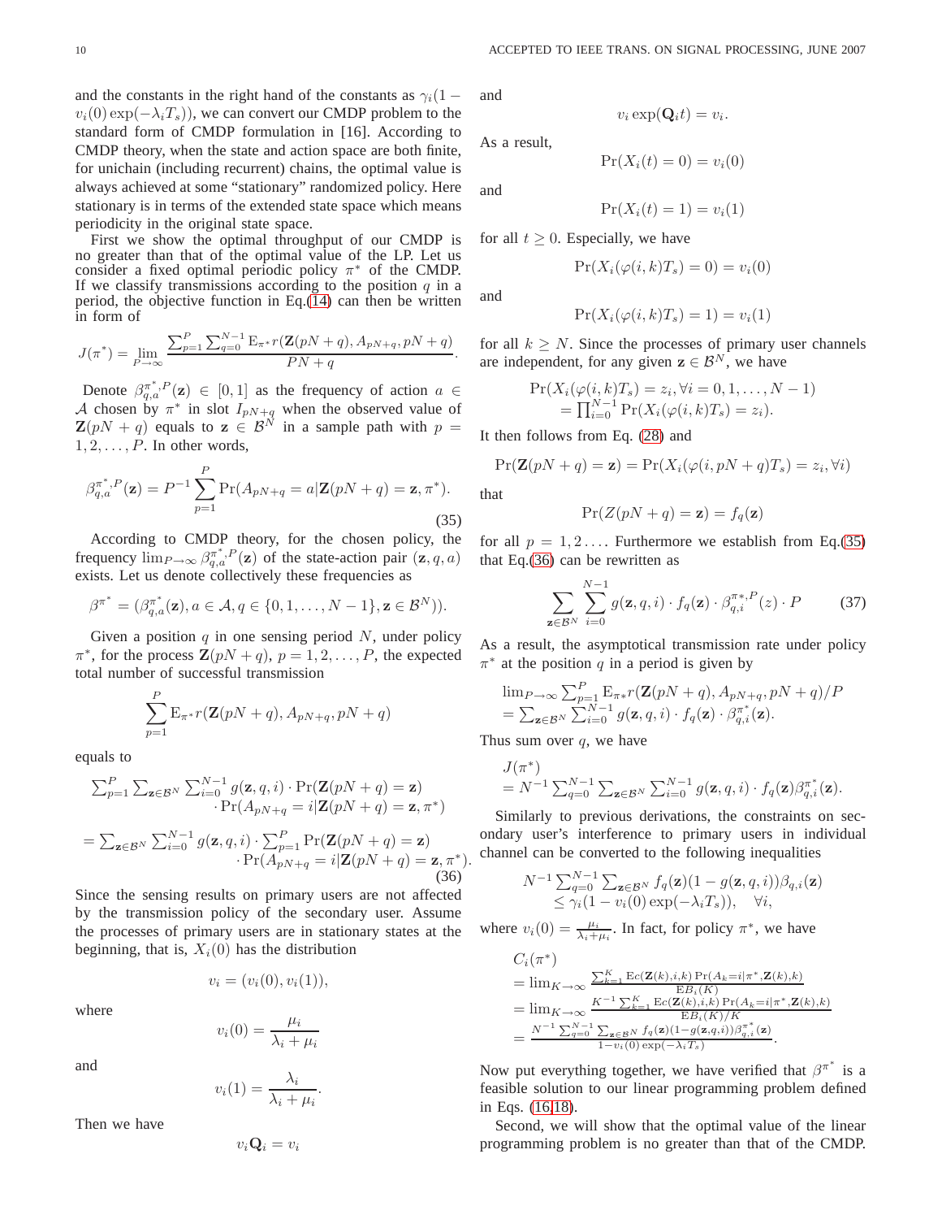and the constants in the right hand of the constants as $\gamma_i(1 - v_i(0)\exp(-\lambda_i T_s))$, we can convert our CMDP problem to the standard form of CMDP formulation in [16]. According to CMDP theory, when the state and action space are both finite, for unichain (including recurrent) chains, the optimal value is always achieved at some "stationary" randomized policy. Here stationary is in terms of the extended state space which means periodicity in the original state space.

First we show the optimal throughput of our CMDP is no greater than that of the optimal value of the LP. Let us consider a fixed optimal periodic policy $\pi^*$ of the CMDP. If we classify transmissions according to the position $q$ in a period, the objective function in Eq.(14) can then be written in form of

$$J(\pi^*) = \lim_{P\to\infty} \frac{\sum_{p=1}^{P}\sum_{q=0}^{N-1} \mathrm{E}_{\pi^*} r(\mathbf{Z}(pN+q), A_{pN+q}, pN+q)}{PN+q}.$$

Denote $\beta_{q,a}^{\pi^*,P}(\mathbf{z}) \in [0,1]$ as the frequency of action $a \in \mathcal{A}$ chosen by $\pi^*$ in slot $I_{pN+q}$ when the observed value of $\mathbf{Z}(pN+q)$ equals to $\mathbf{z} \in \mathcal{B}^N$ in a sample path with $p = 1, 2, \ldots, P$. In other words,

$$\beta_{q,a}^{\pi^*,P}(\mathbf{z}) = P^{-1}\sum_{p=1}^{P} \Pr(A_{pN+q} = a | \mathbf{Z}(pN+q) = \mathbf{z}, \pi^*). \tag{35}$$

According to CMDP theory, for the chosen policy, the frequency $\lim_{P\to\infty}\beta_{q,a}^{\pi^*,P}(\mathbf{z})$ of the state-action pair $(\mathbf{z}, q, a)$ exists. Let us denote collectively these frequencies as

$$\beta^{\pi^*} = (\beta_{q,a}^{\pi^*}(\mathbf{z}), a \in \mathcal{A}, q \in \{0, 1, \ldots, N-1\}, \mathbf{z} \in \mathcal{B}^N)).$$

Given a position $q$ in one sensing period $N$, under policy $\pi^*$, for the process $\mathbf{Z}(pN+q)$, $p = 1, 2, \ldots, P$, the expected total number of successful transmission

$$\sum_{p=1}^{P} \mathrm{E}_{\pi^*} r(\mathbf{Z}(pN+q), A_{pN+q}, pN+q)$$

equals to

$$\begin{aligned}
&\textstyle\sum_{p=1}^{P}\sum_{\mathbf{z}\in\mathcal{B}^N}\sum_{i=0}^{N-1} g(\mathbf{z}, q, i)\cdot \Pr(\mathbf{Z}(pN+q) = \mathbf{z}) \\
&\qquad\qquad \cdot \Pr(A_{pN+q} = i | \mathbf{Z}(pN+q) = \mathbf{z}, \pi^*) \\
&= \textstyle\sum_{\mathbf{z}\in\mathcal{B}^N}\sum_{i=0}^{N-1} g(\mathbf{z}, q, i)\cdot \sum_{p=1}^{P}\Pr(\mathbf{Z}(pN+q) = \mathbf{z}) \\
&\qquad\qquad \cdot \Pr(A_{pN+q} = i | \mathbf{Z}(pN+q) = \mathbf{z}, \pi^*).
\end{aligned} \tag{36}$$

Since the sensing results on primary users are not affected by the transmission policy of the secondary user. Assume the processes of primary users are in stationary states at the beginning, that is, $X_i(0)$ has the distribution

$$v_i = (v_i(0), v_i(1)),$$

where

$$v_i(0) = \frac{\mu_i}{\lambda_i + \mu_i}$$

and

$$v_i(1) = \frac{\lambda_i}{\lambda_i + \mu_i}.$$

Then we have

$$v_i \mathbf{Q}_i = v_i$$

and

$$v_i \exp(\mathbf{Q}_i t) = v_i.$$

As a result,

$$\Pr(X_i(t) = 0) = v_i(0)$$

and

$$\Pr(X_i(t) = 1) = v_i(1)$$

for all $t \geq 0$. Especially, we have

$$\Pr(X_i(\varphi(i,k)T_s) = 0) = v_i(0)$$

and

$$\Pr(X_i(\varphi(i,k)T_s) = 1) = v_i(1)$$

for all $k \geq N$. Since the processes of primary user channels are independent, for any given $\mathbf{z} \in \mathcal{B}^N$, we have

$$\begin{aligned}
&\Pr(X_i(\varphi(i,k)T_s) = z_i, \forall i = 0, 1, \ldots, N-1) \\
&\quad = \textstyle\prod_{i=0}^{N-1}\Pr(X_i(\varphi(i,k)T_s) = z_i).
\end{aligned}$$

It then follows from Eq. (28) and

$$\Pr(\mathbf{Z}(pN+q) = \mathbf{z}) = \Pr(X_i(\varphi(i, pN+q)T_s) = z_i, \forall i)$$

that

$$\Pr(Z(pN+q) = \mathbf{z}) = f_q(\mathbf{z})$$

for all $p = 1, 2 \ldots$. Furthermore we establish from Eq.(35) that Eq.(36) can be rewritten as

$$\sum_{\mathbf{z}\in\mathcal{B}^N}\sum_{i=0}^{N-1} g(\mathbf{z}, q, i)\cdot f_q(\mathbf{z})\cdot \beta_{q,i}^{\pi*,P}(z)\cdot P \tag{37}$$

As a result, the asymptotical transmission rate under policy $\pi^*$ at the position $q$ in a period is given by

$$\begin{aligned}
&\textstyle\lim_{P\to\infty}\sum_{p=1}^{P}\mathrm{E}_{\pi*} r(\mathbf{Z}(pN+q), A_{pN+q}, pN+q)/P \\
&= \textstyle\sum_{\mathbf{z}\in\mathcal{B}^N}\sum_{i=0}^{N-1} g(\mathbf{z}, q, i)\cdot f_q(\mathbf{z})\cdot \beta_{q,i}^{\pi^*}(\mathbf{z}).
\end{aligned}$$

Thus sum over $q$, we have

$$\begin{aligned}
&J(\pi^*) \\
&= N^{-1}\textstyle\sum_{q=0}^{N-1}\sum_{\mathbf{z}\in\mathcal{B}^N}\sum_{i=0}^{N-1} g(\mathbf{z}, q, i)\cdot f_q(\mathbf{z})\beta_{q,i}^{\pi^*}(\mathbf{z}).
\end{aligned}$$

Similarly to previous derivations, the constraints on secondary user's interference to primary users in individual channel can be converted to the following inequalities

$$\begin{aligned}
&N^{-1}\textstyle\sum_{q=0}^{N-1}\sum_{\mathbf{z}\in\mathcal{B}^N} f_q(\mathbf{z})(1 - g(\mathbf{z}, q, i))\beta_{q,i}(\mathbf{z}) \\
&\quad \leq \gamma_i(1 - v_i(0)\exp(-\lambda_i T_s)), \quad \forall i,
\end{aligned}$$

where $v_i(0) = \frac{\mu_i}{\lambda_i + \mu_i}$. In fact, for policy $\pi^*$, we have

$$\begin{aligned}
&C_i(\pi^*) \\
&= \lim_{K\to\infty}\frac{\sum_{k=1}^{K}\mathrm{E}c(\mathbf{Z}(k), i, k)\Pr(A_k = i|\pi^*, \mathbf{Z}(k), k)}{\mathrm{E}B_i(K)} \\
&= \lim_{K\to\infty}\frac{K^{-1}\sum_{k=1}^{K}\mathrm{E}c(\mathbf{Z}(k), i, k)\Pr(A_k = i|\pi^*, \mathbf{Z}(k), k)}{\mathrm{E}B_i(K)/K} \\
&= \frac{N^{-1}\sum_{q=0}^{N-1}\sum_{\mathbf{z}\in\mathcal{B}^N} f_q(\mathbf{z})(1 - g(\mathbf{z}, q, i))\beta_{q,i}^{\pi^*}(\mathbf{z})}{1 - v_i(0)\exp(-\lambda_i T_s)}.
\end{aligned}$$

Now put everything together, we have verified that $\beta^{\pi^*}$ is a feasible solution to our linear programming problem defined in Eqs. (16,18).

Second, we will show that the optimal value of the linear programming problem is no greater than that of the CMDP.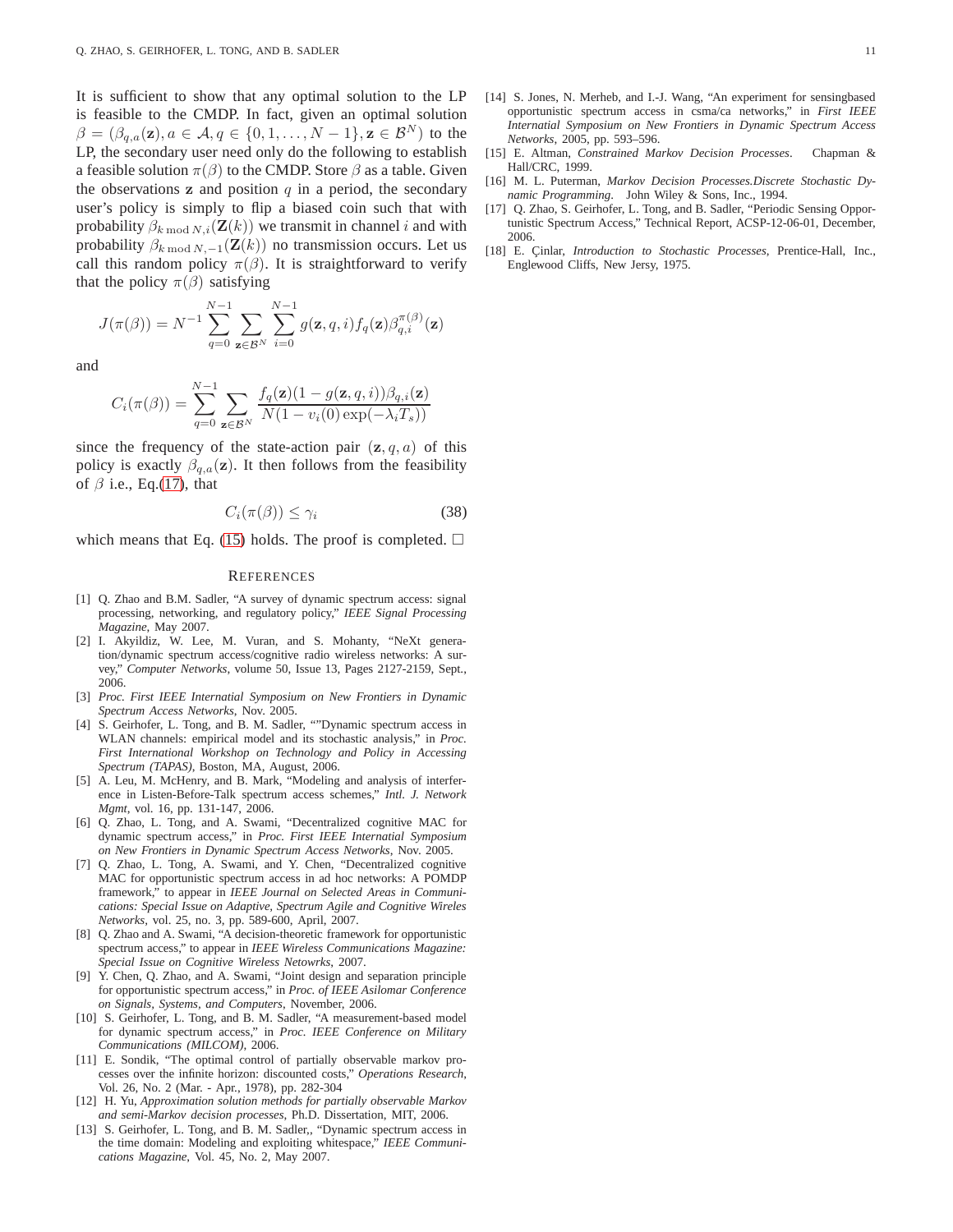It is sufficient to show that any optimal solution to the LP is feasible to the CMDP. In fact, given an optimal solution $\beta = (\beta_{q,a}(\mathbf{z}), a \in \mathcal{A}, q \in \{0, 1, \ldots, N-1\}, \mathbf{z} \in \mathcal{B}^N)$ to the LP, the secondary user need only do the following to establish a feasible solution $\pi(\beta)$ to the CMDP. Store $\beta$ as a table. Given the observations $\mathbf{z}$ and position $q$ in a period, the secondary user's policy is simply to flip a biased coin such that with probability $\beta_{k \bmod N, i}(\mathbf{Z}(k))$ we transmit in channel $i$ and with probability $\beta_{k \bmod N, -1}(\mathbf{Z}(k))$ no transmission occurs. Let us call this random policy $\pi(\beta)$. It is straightforward to verify that the policy $\pi(\beta)$ satisfying

$$J(\pi(\beta)) = N^{-1} \sum_{q=0}^{N-1} \sum_{\mathbf{z} \in \mathcal{B}^N} \sum_{i=0}^{N-1} g(\mathbf{z}, q, i) f_q(\mathbf{z}) \beta_{q,i}^{\pi(\beta)}(\mathbf{z})$$

and

$$C_i(\pi(\beta)) = \sum_{q=0}^{N-1} \sum_{\mathbf{z} \in \mathcal{B}^N} \frac{f_q(\mathbf{z})(1 - g(\mathbf{z}, q, i))\beta_{q,i}(\mathbf{z})}{N(1 - v_i(0)\exp(-\lambda_i T_s))}$$

since the frequency of the state-action pair $(\mathbf{z}, q, a)$ of this policy is exactly $\beta_{q,a}(\mathbf{z})$. It then follows from the feasibility of $\beta$ i.e., Eq.(17), that

$$C_i(\pi(\beta)) \leq \gamma_i \tag{38}$$

which means that Eq. (15) holds. The proof is completed. $\square$

## References

[1] Q. Zhao and B.M. Sadler, "A survey of dynamic spectrum access: signal processing, networking, and regulatory policy," *IEEE Signal Processing Magazine*, May 2007.

[2] I. Akyildiz, W. Lee, M. Vuran, and S. Mohanty, "NeXt generation/dynamic spectrum access/cognitive radio wireless networks: A survey," *Computer Networks*, volume 50, Issue 13, Pages 2127-2159, Sept., 2006.

[3] *Proc. First IEEE Internatial Symposium on New Frontiers in Dynamic Spectrum Access Networks*, Nov. 2005.

[4] S. Geirhofer, L. Tong, and B. M. Sadler, ""Dynamic spectrum access in WLAN channels: empirical model and its stochastic analysis," in *Proc. First International Workshop on Technology and Policy in Accessing Spectrum (TAPAS)*, Boston, MA, August, 2006.

[5] A. Leu, M. McHenry, and B. Mark, "Modeling and analysis of interference in Listen-Before-Talk spectrum access schemes," *Intl. J. Network Mgmt*, vol. 16, pp. 131-147, 2006.

[6] Q. Zhao, L. Tong, and A. Swami, "Decentralized cognitive MAC for dynamic spectrum access," in *Proc. First IEEE Internatial Symposium on New Frontiers in Dynamic Spectrum Access Networks*, Nov. 2005.

[7] Q. Zhao, L. Tong, A. Swami, and Y. Chen, "Decentralized cognitive MAC for opportunistic spectrum access in ad hoc networks: A POMDP framework," to appear in *IEEE Journal on Selected Areas in Communications: Special Issue on Adaptive, Spectrum Agile and Cognitive Wireles Networks*, vol. 25, no. 3, pp. 589-600, April, 2007.

[8] Q. Zhao and A. Swami, "A decision-theoretic framework for opportunistic spectrum access," to appear in *IEEE Wireless Communications Magazine: Special Issue on Cognitive Wireless Netowrks*, 2007.

[9] Y. Chen, Q. Zhao, and A. Swami, "Joint design and separation principle for opportunistic spectrum access," in *Proc. of IEEE Asilomar Conference on Signals, Systems, and Computers*, November, 2006.

[10] S. Geirhofer, L. Tong, and B. M. Sadler, "A measurement-based model for dynamic spectrum access," in *Proc. IEEE Conference on Military Communications (MILCOM)*, 2006.

[11] E. Sondik, "The optimal control of partially observable markov processes over the infinite horizon: discounted costs," *Operations Research*, Vol. 26, No. 2 (Mar. - Apr., 1978), pp. 282-304

[12] H. Yu, *Approximation solution methods for partially observable Markov and semi-Markov decision processes*, Ph.D. Dissertation, MIT, 2006.

[13] S. Geirhofer, L. Tong, and B. M. Sadler,, "Dynamic spectrum access in the time domain: Modeling and exploiting whitespace," *IEEE Communications Magazine*, Vol. 45, No. 2, May 2007.

[14] S. Jones, N. Merheb, and I.-J. Wang, "An experiment for sensingbased opportunistic spectrum access in csma/ca networks," in *First IEEE Internatial Symposium on New Frontiers in Dynamic Spectrum Access Networks*, 2005, pp. 593–596.

[15] E. Altman, *Constrained Markov Decision Processes*. Chapman & Hall/CRC, 1999.

[16] M. L. Puterman, *Markov Decision Processes.Discrete Stochastic Dynamic Programming*. John Wiley & Sons, Inc., 1994.

[17] Q. Zhao, S. Geirhofer, L. Tong, and B. Sadler, "Periodic Sensing Opportunistic Spectrum Access," Technical Report, ACSP-12-06-01, December, 2006.

[18] E. Çinlar, *Introduction to Stochastic Processes*, Prentice-Hall, Inc., Englewood Cliffs, New Jersy, 1975.